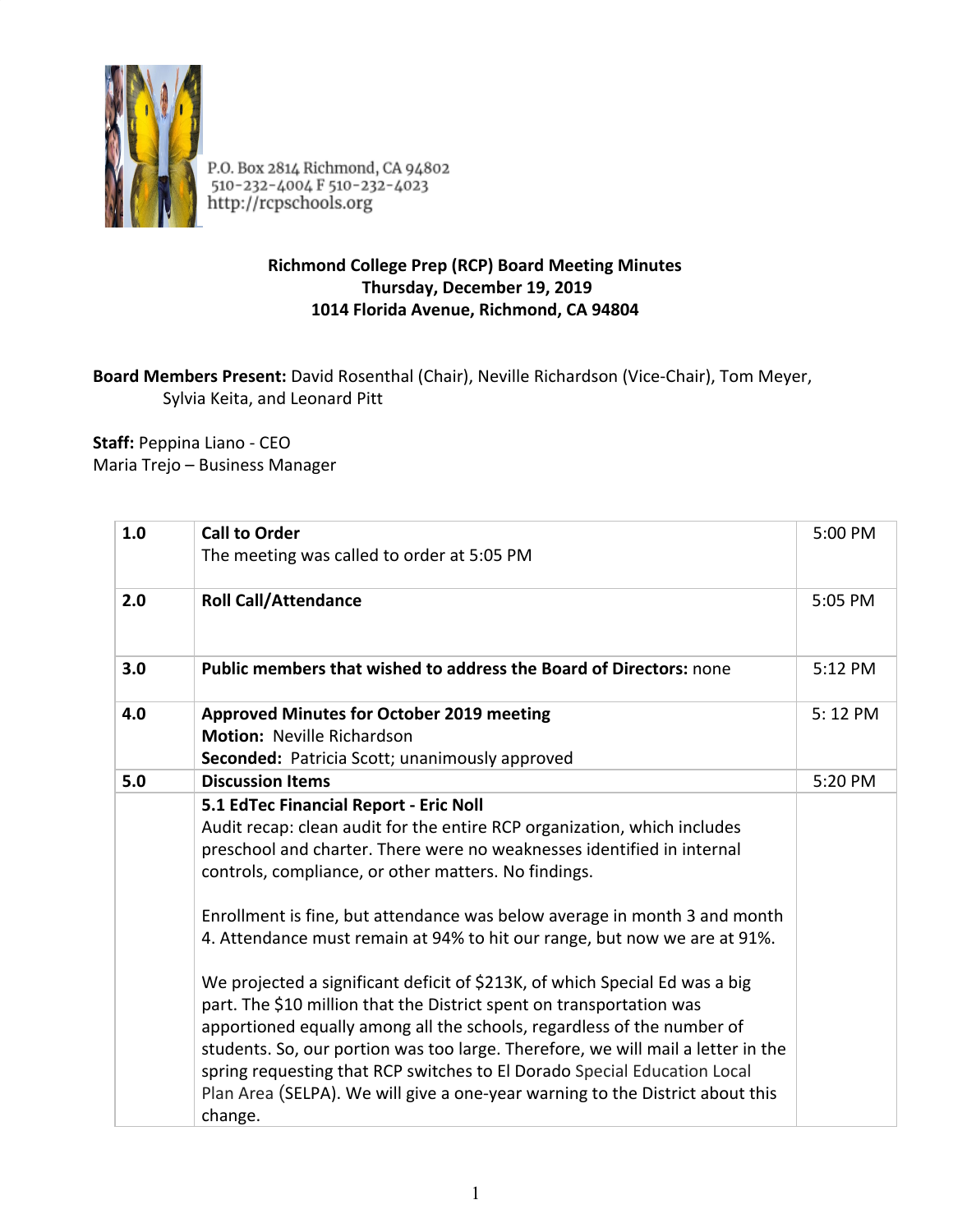P.O. Box 2814 Richmond, CA 94802
510-232-4004 F 510-232-4023
http://rcpschools.org

**Richmond College Prep (RCP) Board Meeting Minutes**
**Thursday, December 19, 2019**
**1014 Florida Avenue, Richmond, CA 94804**

**Board Members Present:** David Rosenthal (Chair), Neville Richardson (Vice-Chair), Tom Meyer, Sylvia Keita, and Leonard Pitt

**Staff:** Peppina Liano - CEO
Maria Trejo – Business Manager

| | | |
|---|---|---|
| 1.0 | **Call to Order**<br>The meeting was called to order at 5:05 PM | 5:00 PM |
| 2.0 | **Roll Call/Attendance** | 5:05 PM |
| 3.0 | **Public members that wished to address the Board of Directors:** none | 5:12 PM |
| 4.0 | **Approved Minutes for October 2019 meeting**<br>**Motion:** Neville Richardson<br>**Seconded:** Patricia Scott; unanimously approved | 5: 12 PM |
| 5.0 | **Discussion Items** | 5:20 PM |
| | **5.1 EdTec Financial Report - Eric Noll**<br>Audit recap: clean audit for the entire RCP organization, which includes preschool and charter. There were no weaknesses identified in internal controls, compliance, or other matters. No findings.<br><br>Enrollment is fine, but attendance was below average in month 3 and month 4. Attendance must remain at 94% to hit our range, but now we are at 91%.<br><br>We projected a significant deficit of $213K, of which Special Ed was a big part. The $10 million that the District spent on transportation was apportioned equally among all the schools, regardless of the number of students. So, our portion was too large. Therefore, we will mail a letter in the spring requesting that RCP switches to El Dorado Special Education Local Plan Area (SELPA). We will give a one-year warning to the District about this change. | |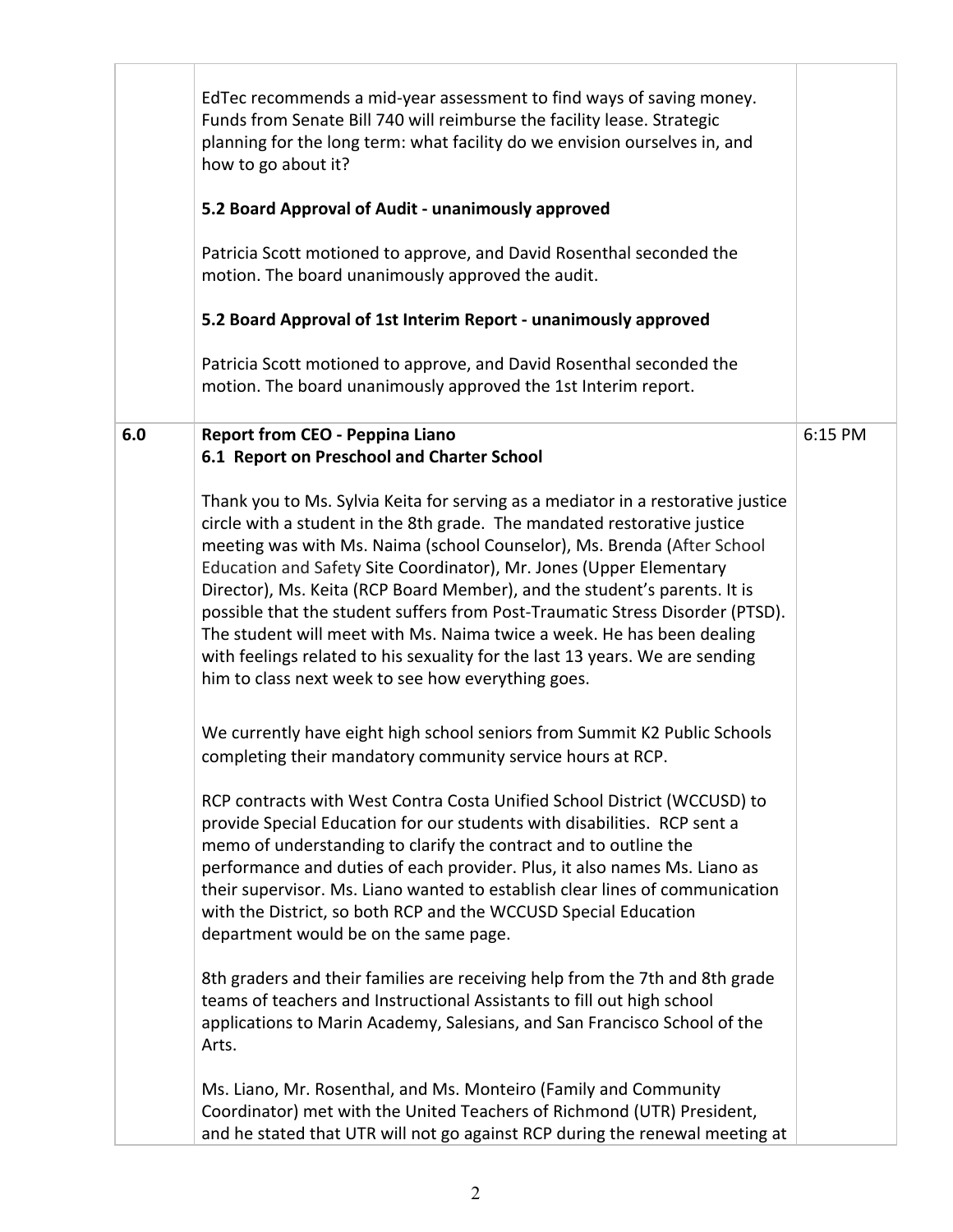| | | |
|---|---|---|
| | EdTec recommends a mid-year assessment to find ways of saving money. Funds from Senate Bill 740 will reimburse the facility lease. Strategic planning for the long term: what facility do we envision ourselves in, and how to go about it?<br><br>**5.2 Board Approval of Audit - unanimously approved**<br><br>Patricia Scott motioned to approve, and David Rosenthal seconded the motion. The board unanimously approved the audit.<br><br>**5.2 Board Approval of 1st Interim Report - unanimously approved**<br><br>Patricia Scott motioned to approve, and David Rosenthal seconded the motion. The board unanimously approved the 1st Interim report. | |
| **6.0** | **Report from CEO - Peppina Liano**<br>**6.1 Report on Preschool and Charter School**<br><br>Thank you to Ms. Sylvia Keita for serving as a mediator in a restorative justice circle with a student in the 8th grade. The mandated restorative justice meeting was with Ms. Naima (school Counselor), Ms. Brenda (After School Education and Safety Site Coordinator), Mr. Jones (Upper Elementary Director), Ms. Keita (RCP Board Member), and the student's parents. It is possible that the student suffers from Post-Traumatic Stress Disorder (PTSD). The student will meet with Ms. Naima twice a week. He has been dealing with feelings related to his sexuality for the last 13 years. We are sending him to class next week to see how everything goes.<br><br>We currently have eight high school seniors from Summit K2 Public Schools completing their mandatory community service hours at RCP.<br><br>RCP contracts with West Contra Costa Unified School District (WCCUSD) to provide Special Education for our students with disabilities. RCP sent a memo of understanding to clarify the contract and to outline the performance and duties of each provider. Plus, it also names Ms. Liano as their supervisor. Ms. Liano wanted to establish clear lines of communication with the District, so both RCP and the WCCUSD Special Education department would be on the same page.<br><br>8th graders and their families are receiving help from the 7th and 8th grade teams of teachers and Instructional Assistants to fill out high school applications to Marin Academy, Salesians, and San Francisco School of the Arts.<br><br>Ms. Liano, Mr. Rosenthal, and Ms. Monteiro (Family and Community Coordinator) met with the United Teachers of Richmond (UTR) President, and he stated that UTR will not go against RCP during the renewal meeting at | 6:15 PM |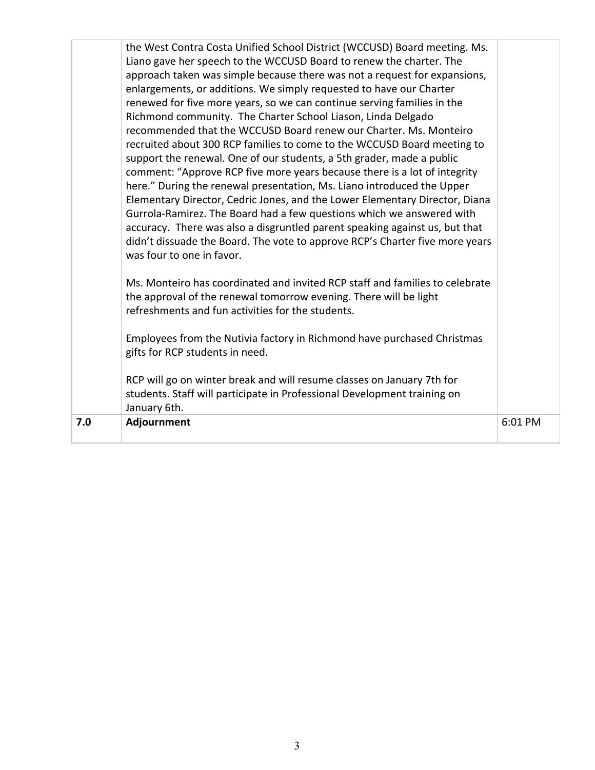| | | |
|---|---|---|
| | the West Contra Costa Unified School District (WCCUSD) Board meeting. Ms. Liano gave her speech to the WCCUSD Board to renew the charter. The approach taken was simple because there was not a request for expansions, enlargements, or additions. We simply requested to have our Charter renewed for five more years, so we can continue serving families in the Richmond community. The Charter School Liason, Linda Delgado recommended that the WCCUSD Board renew our Charter. Ms. Monteiro recruited about 300 RCP families to come to the WCCUSD Board meeting to support the renewal. One of our students, a 5th grader, made a public comment: "Approve RCP five more years because there is a lot of integrity here." During the renewal presentation, Ms. Liano introduced the Upper Elementary Director, Cedric Jones, and the Lower Elementary Director, Diana Gurrola-Ramirez. The Board had a few questions which we answered with accuracy. There was also a disgruntled parent speaking against us, but that didn't dissuade the Board. The vote to approve RCP's Charter five more years was four to one in favor.<br><br>Ms. Monteiro has coordinated and invited RCP staff and families to celebrate the approval of the renewal tomorrow evening. There will be light refreshments and fun activities for the students.<br><br>Employees from the Nutivia factory in Richmond have purchased Christmas gifts for RCP students in need.<br><br>RCP will go on winter break and will resume classes on January 7th for students. Staff will participate in Professional Development training on January 6th. | |
| **7.0** | **Adjournment** | 6:01 PM |